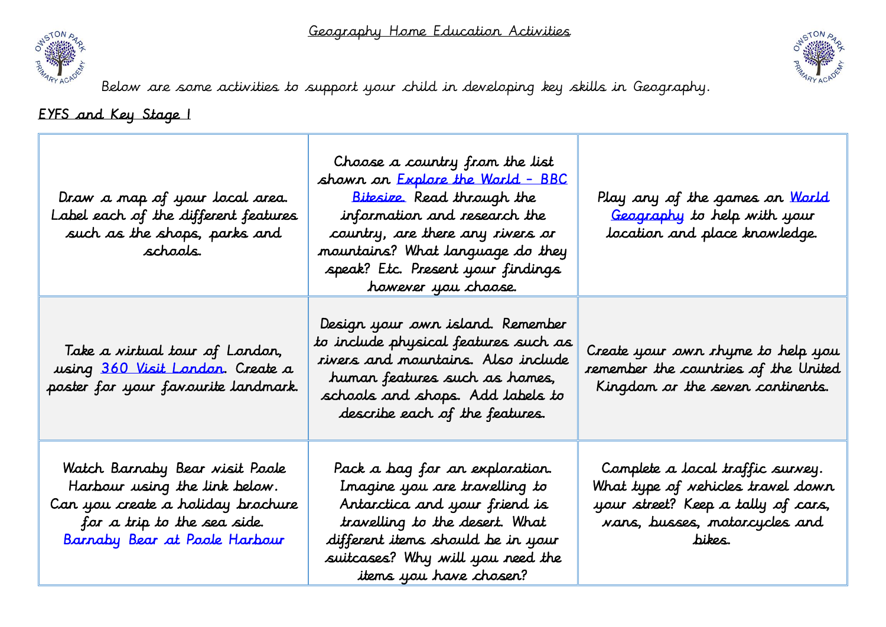# Geography Home Education Activities

Below are some activities to support your child in developing key skills in Geography.

## EYFS and Key Stage 1

| | | |
|---|---|---|
| Draw a map of your local area. Label each of the different features such as the shops, parks and schools. | Choose a country from the list shown on Explore the World - BBC Bitesize. Read through the information and research the country, are there any rivers or mountains? What language do they speak? Etc. Present your findings however you choose. | Play any of the games on World Geography to help with your location and place knowledge. |
| Take a virtual tour of London, using 360 Visit London. Create a poster for your favourite landmark. | Design your own island. Remember to include physical features such as rivers and mountains. Also include human features such as homes, schools and shops. Add labels to describe each of the features. | Create your own rhyme to help you remember the countries of the United Kingdom or the seven continents. |
| Watch Barnaby Bear visit Poole Harbour using the link below. Can you create a holiday brochure for a trip to the sea side. Barnaby Bear at Poole Harbour | Pack a bag for an exploration. Imagine you are travelling to Antarctica and your friend is travelling to the desert. What different items should be in your suitcases? Why will you need the items you have chosen? | Complete a local traffic survey. What type of vehicles travel down your street? Keep a tally of cars, vans, busses, motorcycles and bikes. |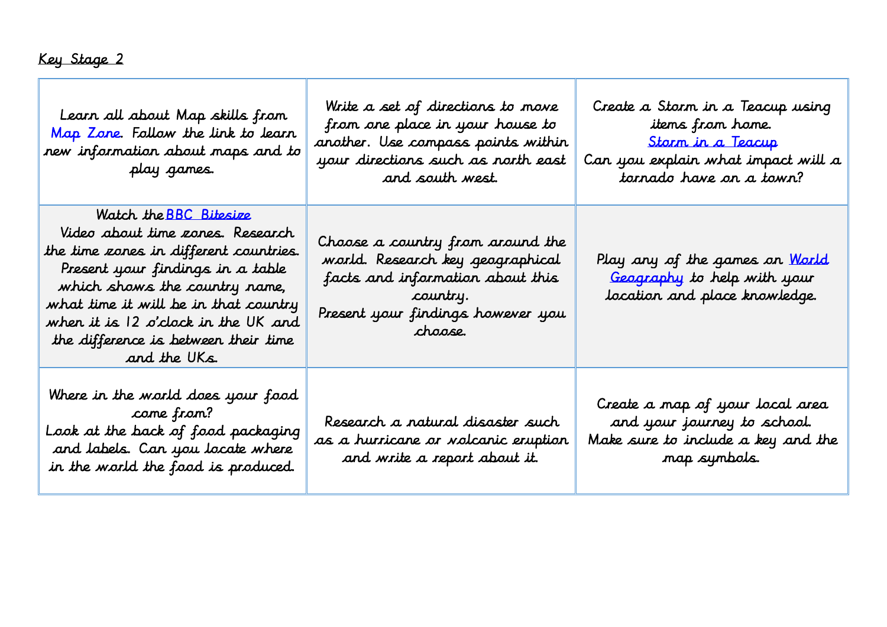Key Stage 2

| | | |
|---|---|---|
| Learn all about Map skills from Map Zone. Follow the link to learn new information about maps and to play games. | Write a set of directions to move from one place in your house to another. Use compass points within your directions such as north east and south west. | Create a Storm in a Teacup using items from home. Storm in a Teacup Can you explain what impact will a tornado have on a town? |
| Watch the BBC Bitesize Video about time zones. Research the time zones in different countries. Present your findings in a table which shows the country name, what time it will be in that country when it is 12 o'clock in the UK and the difference is between their time and the UKs. | Choose a country from around the world. Research key geographical facts and information about this country. Present your findings however you choose. | Play any of the games on World Geography to help with your location and place knowledge. |
| Where in the world does your food come from? Look at the back of food packaging and labels. Can you locate where in the world the food is produced. | Research a natural disaster such as a hurricane or volcanic eruption and write a report about it. | Create a map of your local area and your journey to school. Make sure to include a key and the map symbols. |